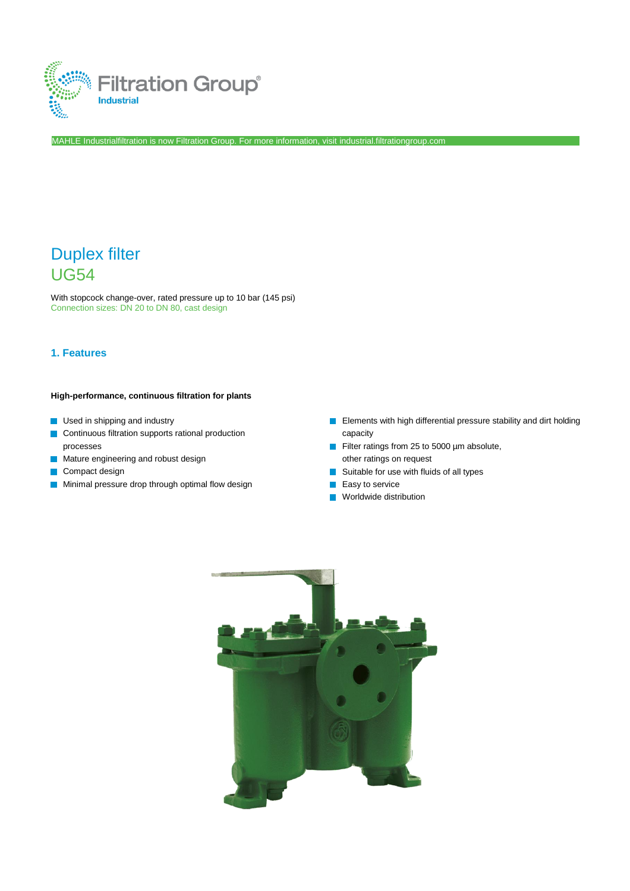Filtration Group®
Industrial

MAHLE Industrialfiltration is now Filtration Group. For more information, visit industrial.filtrationgroup.com

# Duplex filter
# UG54

With stopcock change-over, rated pressure up to 10 bar (145 psi)
Connection sizes: DN 20 to DN 80, cast design

## 1. Features

**High-performance, continuous filtration for plants**

- Used in shipping and industry
- Continuous filtration supports rational production processes
- Mature engineering and robust design
- Compact design
- Minimal pressure drop through optimal flow design
- Elements with high differential pressure stability and dirt holding capacity
- Filter ratings from 25 to 5000 µm absolute, other ratings on request
- Suitable for use with fluids of all types
- Easy to service
- Worldwide distribution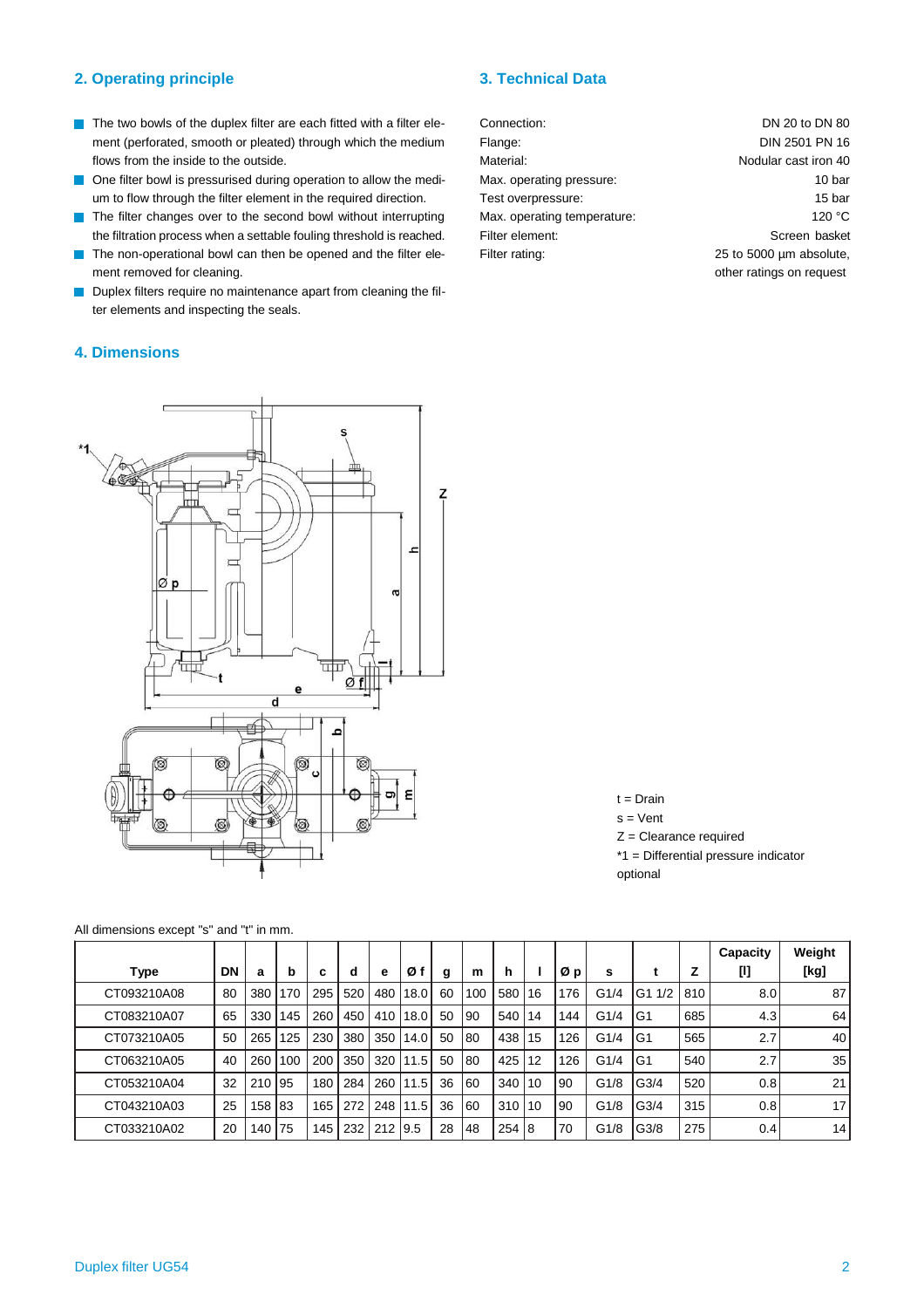## 2. Operating principle

- The two bowls of the duplex filter are each fitted with a filter element (perforated, smooth or pleated) through which the medium flows from the inside to the outside.
- One filter bowl is pressurised during operation to allow the medium to flow through the filter element in the required direction.
- The filter changes over to the second bowl without interrupting the filtration process when a settable fouling threshold is reached.
- The non-operational bowl can then be opened and the filter element removed for cleaning.
- Duplex filters require no maintenance apart from cleaning the filter elements and inspecting the seals.

## 3. Technical Data

| | |
|---|---|
| Connection: | DN 20 to DN 80 |
| Flange: | DIN 2501 PN 16 |
| Material: | Nodular cast iron 40 |
| Max. operating pressure: | 10 bar |
| Test overpressure: | 15 bar |
| Max. operating temperature: | 120 °C |
| Filter element: | Screen basket |
| Filter rating: | 25 to 5000 µm absolute, other ratings on request |

## 4. Dimensions

t = Drain
s = Vent
Z = Clearance required
*1 = Differential pressure indicator optional

All dimensions except "s" and "t" in mm.

| Type | DN | a | b | c | d | e | Ø f | g | m | h | l | Ø p | s | t | Z | Capacity [l] | Weight [kg] |
|---|---|---|---|---|---|---|---|---|---|---|---|---|---|---|---|---|---|
| CT093210A08 | 80 | 380 | 170 | 295 | 520 | 480 | 18.0 | 60 | 100 | 580 | 16 | 176 | G1/4 | G1 1/2 | 810 | 8.0 | 87 |
| CT083210A07 | 65 | 330 | 145 | 260 | 450 | 410 | 18.0 | 50 | 90 | 540 | 14 | 144 | G1/4 | G1 | 685 | 4.3 | 64 |
| CT073210A05 | 50 | 265 | 125 | 230 | 380 | 350 | 14.0 | 50 | 80 | 438 | 15 | 126 | G1/4 | G1 | 565 | 2.7 | 40 |
| CT063210A05 | 40 | 260 | 100 | 200 | 350 | 320 | 11.5 | 50 | 80 | 425 | 12 | 126 | G1/4 | G1 | 540 | 2.7 | 35 |
| CT053210A04 | 32 | 210 | 95 | 180 | 284 | 260 | 11.5 | 36 | 60 | 340 | 10 | 90 | G1/8 | G3/4 | 520 | 0.8 | 21 |
| CT043210A03 | 25 | 158 | 83 | 165 | 272 | 248 | 11.5 | 36 | 60 | 310 | 10 | 90 | G1/8 | G3/4 | 315 | 0.8 | 17 |
| CT033210A02 | 20 | 140 | 75 | 145 | 232 | 212 | 9.5 | 28 | 48 | 254 | 8 | 70 | G1/8 | G3/8 | 275 | 0.4 | 14 |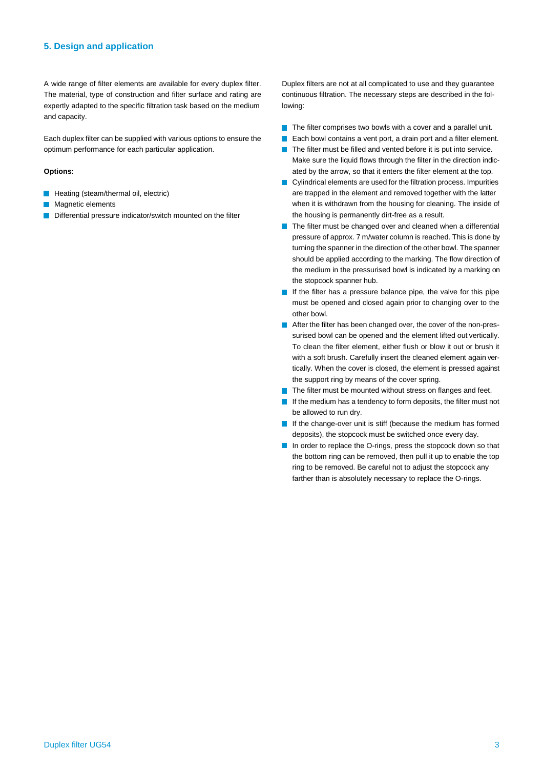## 5. Design and application

A wide range of filter elements are available for every duplex filter. The material, type of construction and filter surface and rating are expertly adapted to the specific filtration task based on the medium and capacity.

Each duplex filter can be supplied with various options to ensure the optimum performance for each particular application.

**Options:**

- Heating (steam/thermal oil, electric)
- Magnetic elements
- Differential pressure indicator/switch mounted on the filter

Duplex filters are not at all complicated to use and they guarantee continuous filtration. The necessary steps are described in the following:

- The filter comprises two bowls with a cover and a parallel unit.
- Each bowl contains a vent port, a drain port and a filter element.
- The filter must be filled and vented before it is put into service. Make sure the liquid flows through the filter in the direction indicated by the arrow, so that it enters the filter element at the top.
- Cylindrical elements are used for the filtration process. Impurities are trapped in the element and removed together with the latter when it is withdrawn from the housing for cleaning. The inside of the housing is permanently dirt-free as a result.
- The filter must be changed over and cleaned when a differential pressure of approx. 7 m/water column is reached. This is done by turning the spanner in the direction of the other bowl. The spanner should be applied according to the marking. The flow direction of the medium in the pressurised bowl is indicated by a marking on the stopcock spanner hub.
- If the filter has a pressure balance pipe, the valve for this pipe must be opened and closed again prior to changing over to the other bowl.
- After the filter has been changed over, the cover of the non-pressurised bowl can be opened and the element lifted out vertically. To clean the filter element, either flush or blow it out or brush it with a soft brush. Carefully insert the cleaned element again vertically. When the cover is closed, the element is pressed against the support ring by means of the cover spring.
- The filter must be mounted without stress on flanges and feet.
- If the medium has a tendency to form deposits, the filter must not be allowed to run dry.
- If the change-over unit is stiff (because the medium has formed deposits), the stopcock must be switched once every day.
- In order to replace the O-rings, press the stopcock down so that the bottom ring can be removed, then pull it up to enable the top ring to be removed. Be careful not to adjust the stopcock any farther than is absolutely necessary to replace the O-rings.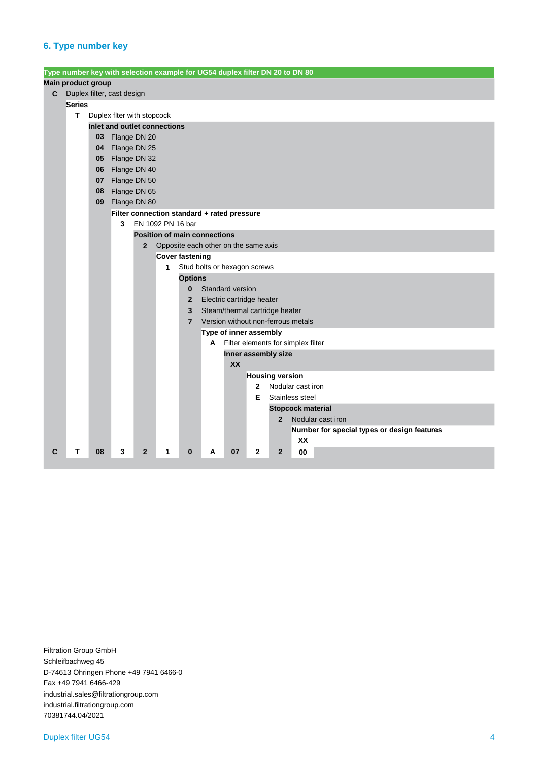## 6. Type number key

**Type number key with selection example for UG54 duplex filter DN 20 to DN 80**

**Main product group**
- **C** Duplex filter, cast design

**Series**
- **T** Duplex flter with stopcock

**Inlet and outlet connections**
- **03** Flange DN 20
- **04** Flange DN 25
- **05** Flange DN 32
- **06** Flange DN 40
- **07** Flange DN 50
- **08** Flange DN 65
- **09** Flange DN 80

**Filter connection standard + rated pressure**
- **3** EN 1092 PN 16 bar

**Position of main connections**
- **2** Opposite each other on the same axis

**Cover fastening**
- **1** Stud bolts or hexagon screws

**Options**
- **0** Standard version
- **2** Electric cartridge heater
- **3** Steam/thermal cartridge heater
- **7** Version without non-ferrous metals

**Type of inner assembly**
- **A** Filter elements for simplex filter

**Inner assembly size**
- **XX**

**Housing version**
- **2** Nodular cast iron
- **E** Stainless steel

**Stopcock material**
- **2** Nodular cast iron

**Number for special types or design features**
- **XX**

| | | | | | | | | | | | |
|---|---|---|---|---|---|---|---|---|---|---|---|
| **C** | **T** | **08** | **3** | **2** | **1** | **0** | **A** | **07** | **2** | **2** | **00** |

Filtration Group GmbH
Schleifbachweg 45
D-74613 Öhringen Phone +49 7941 6466-0
Fax +49 7941 6466-429
industrial.sales@filtrationgroup.com
industrial.filtrationgroup.com
70381744.04/2021